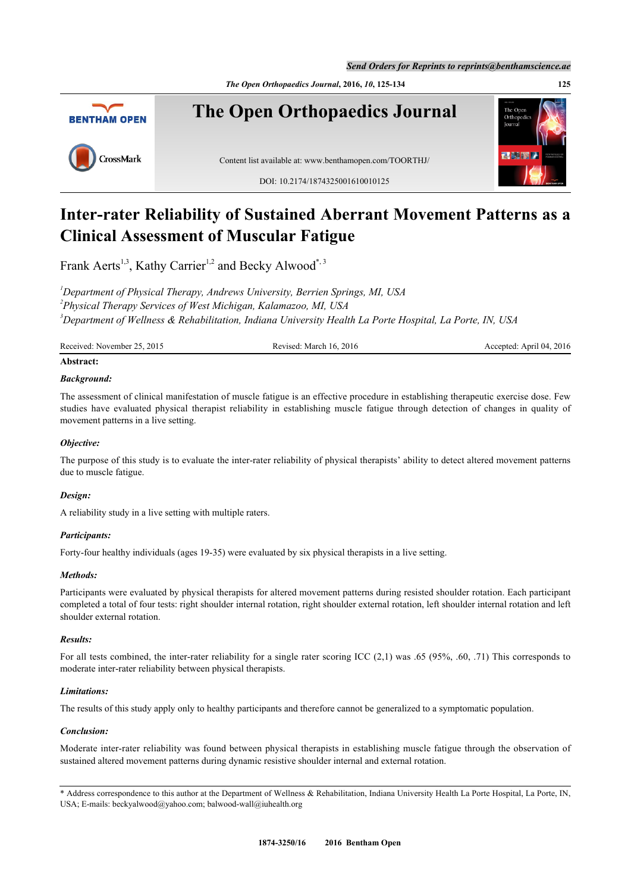# Inter-rater Reliability of Sustained Aberrant Movement Patterns as a Clinical Assessment of Muscular Fatigue

Frank Aerts[1,3], Kathy Carrier[1,2] and Becky Alwood[*,3]

[1]*Department of Physical Therapy, Andrews University, Berrien Springs, MI, USA*
[2]*Physical Therapy Services of West Michigan, Kalamazoo, MI, USA*
[3]*Department of Wellness & Rehabilitation, Indiana University Health La Porte Hospital, La Porte, IN, USA*

Received: November 25, 2015 Revised: March 16, 2016 Accepted: April 04, 2016

**Abstract:**

***Background:***

The assessment of clinical manifestation of muscle fatigue is an effective procedure in establishing therapeutic exercise dose. Few studies have evaluated physical therapist reliability in establishing muscle fatigue through detection of changes in quality of movement patterns in a live setting.

***Objective:***

The purpose of this study is to evaluate the inter-rater reliability of physical therapists' ability to detect altered movement patterns due to muscle fatigue.

***Design:***

A reliability study in a live setting with multiple raters.

***Participants:***

Forty-four healthy individuals (ages 19-35) were evaluated by six physical therapists in a live setting.

***Methods:***

Participants were evaluated by physical therapists for altered movement patterns during resisted shoulder rotation. Each participant completed a total of four tests: right shoulder internal rotation, right shoulder external rotation, left shoulder internal rotation and left shoulder external rotation.

***Results:***

For all tests combined, the inter-rater reliability for a single rater scoring ICC (2,1) was .65 (95%, .60, .71) This corresponds to moderate inter-rater reliability between physical therapists.

***Limitations:***

The results of this study apply only to healthy participants and therefore cannot be generalized to a symptomatic population.

***Conclusion:***

Moderate inter-rater reliability was found between physical therapists in establishing muscle fatigue through the observation of sustained altered movement patterns during dynamic resistive shoulder internal and external rotation.

\* Address correspondence to this author at the Department of Wellness & Rehabilitation, Indiana University Health La Porte Hospital, La Porte, IN, USA; E-mails: beckyalwood@yahoo.com; balwood-wall@iuhealth.org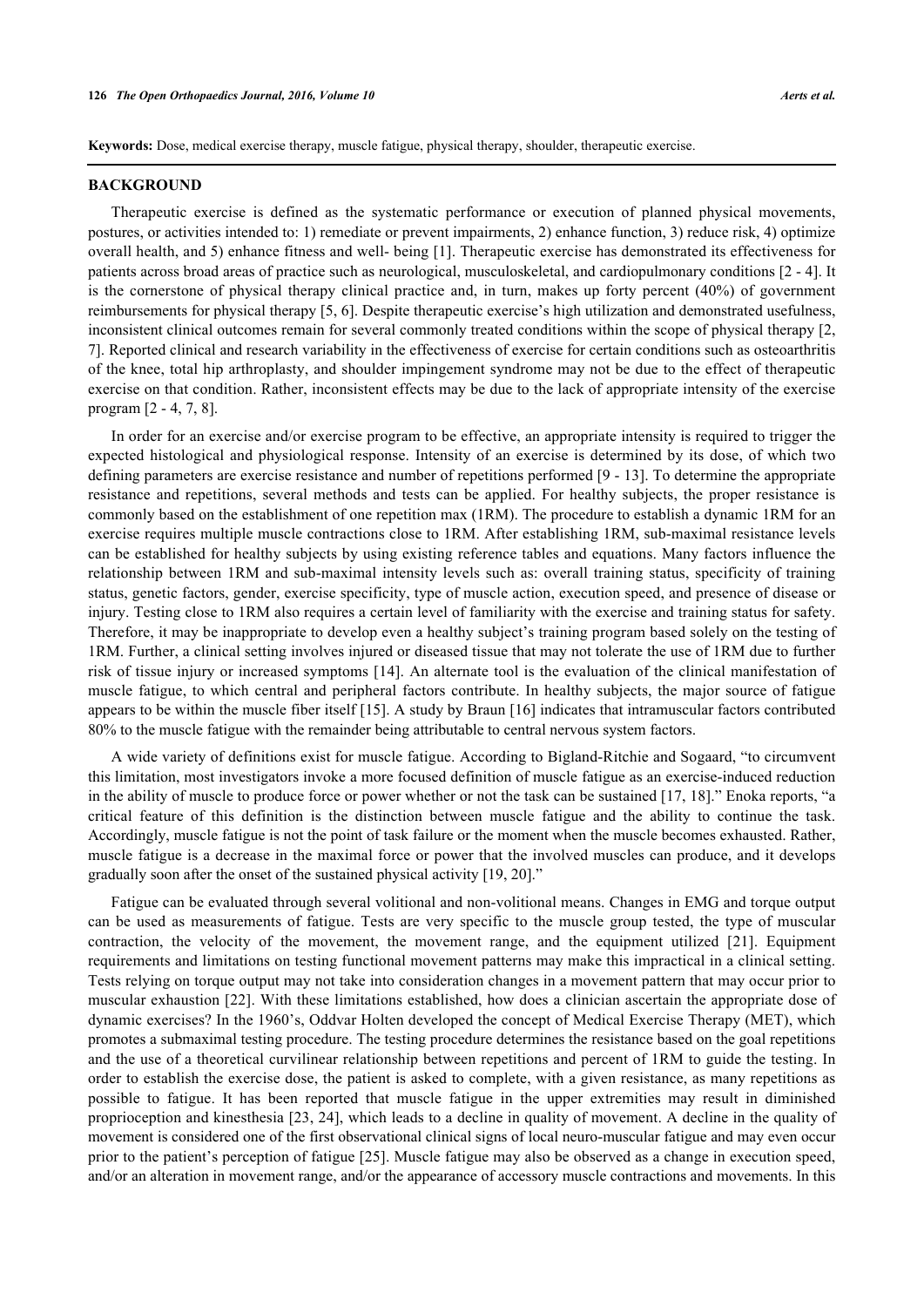**Keywords:** Dose, medical exercise therapy, muscle fatigue, physical therapy, shoulder, therapeutic exercise.

## BACKGROUND

Therapeutic exercise is defined as the systematic performance or execution of planned physical movements, postures, or activities intended to: 1) remediate or prevent impairments, 2) enhance function, 3) reduce risk, 4) optimize overall health, and 5) enhance fitness and well- being [1]. Therapeutic exercise has demonstrated its effectiveness for patients across broad areas of practice such as neurological, musculoskeletal, and cardiopulmonary conditions [2 - 4]. It is the cornerstone of physical therapy clinical practice and, in turn, makes up forty percent (40%) of government reimbursements for physical therapy [5, 6]. Despite therapeutic exercise's high utilization and demonstrated usefulness, inconsistent clinical outcomes remain for several commonly treated conditions within the scope of physical therapy [2, 7]. Reported clinical and research variability in the effectiveness of exercise for certain conditions such as osteoarthritis of the knee, total hip arthroplasty, and shoulder impingement syndrome may not be due to the effect of therapeutic exercise on that condition. Rather, inconsistent effects may be due to the lack of appropriate intensity of the exercise program [2 - 4, 7, 8].

In order for an exercise and/or exercise program to be effective, an appropriate intensity is required to trigger the expected histological and physiological response. Intensity of an exercise is determined by its dose, of which two defining parameters are exercise resistance and number of repetitions performed [9 - 13]. To determine the appropriate resistance and repetitions, several methods and tests can be applied. For healthy subjects, the proper resistance is commonly based on the establishment of one repetition max (1RM). The procedure to establish a dynamic 1RM for an exercise requires multiple muscle contractions close to 1RM. After establishing 1RM, sub-maximal resistance levels can be established for healthy subjects by using existing reference tables and equations. Many factors influence the relationship between 1RM and sub-maximal intensity levels such as: overall training status, specificity of training status, genetic factors, gender, exercise specificity, type of muscle action, execution speed, and presence of disease or injury. Testing close to 1RM also requires a certain level of familiarity with the exercise and training status for safety. Therefore, it may be inappropriate to develop even a healthy subject's training program based solely on the testing of 1RM. Further, a clinical setting involves injured or diseased tissue that may not tolerate the use of 1RM due to further risk of tissue injury or increased symptoms [14]. An alternate tool is the evaluation of the clinical manifestation of muscle fatigue, to which central and peripheral factors contribute. In healthy subjects, the major source of fatigue appears to be within the muscle fiber itself [15]. A study by Braun [16] indicates that intramuscular factors contributed 80% to the muscle fatigue with the remainder being attributable to central nervous system factors.

A wide variety of definitions exist for muscle fatigue. According to Bigland-Ritchie and Sogaard, "to circumvent this limitation, most investigators invoke a more focused definition of muscle fatigue as an exercise-induced reduction in the ability of muscle to produce force or power whether or not the task can be sustained [17, 18]." Enoka reports, "a critical feature of this definition is the distinction between muscle fatigue and the ability to continue the task. Accordingly, muscle fatigue is not the point of task failure or the moment when the muscle becomes exhausted. Rather, muscle fatigue is a decrease in the maximal force or power that the involved muscles can produce, and it develops gradually soon after the onset of the sustained physical activity [19, 20]."

Fatigue can be evaluated through several volitional and non-volitional means. Changes in EMG and torque output can be used as measurements of fatigue. Tests are very specific to the muscle group tested, the type of muscular contraction, the velocity of the movement, the movement range, and the equipment utilized [21]. Equipment requirements and limitations on testing functional movement patterns may make this impractical in a clinical setting. Tests relying on torque output may not take into consideration changes in a movement pattern that may occur prior to muscular exhaustion [22]. With these limitations established, how does a clinician ascertain the appropriate dose of dynamic exercises? In the 1960's, Oddvar Holten developed the concept of Medical Exercise Therapy (MET), which promotes a submaximal testing procedure. The testing procedure determines the resistance based on the goal repetitions and the use of a theoretical curvilinear relationship between repetitions and percent of 1RM to guide the testing. In order to establish the exercise dose, the patient is asked to complete, with a given resistance, as many repetitions as possible to fatigue. It has been reported that muscle fatigue in the upper extremities may result in diminished proprioception and kinesthesia [23, 24], which leads to a decline in quality of movement. A decline in the quality of movement is considered one of the first observational clinical signs of local neuro-muscular fatigue and may even occur prior to the patient's perception of fatigue [25]. Muscle fatigue may also be observed as a change in execution speed, and/or an alteration in movement range, and/or the appearance of accessory muscle contractions and movements. In this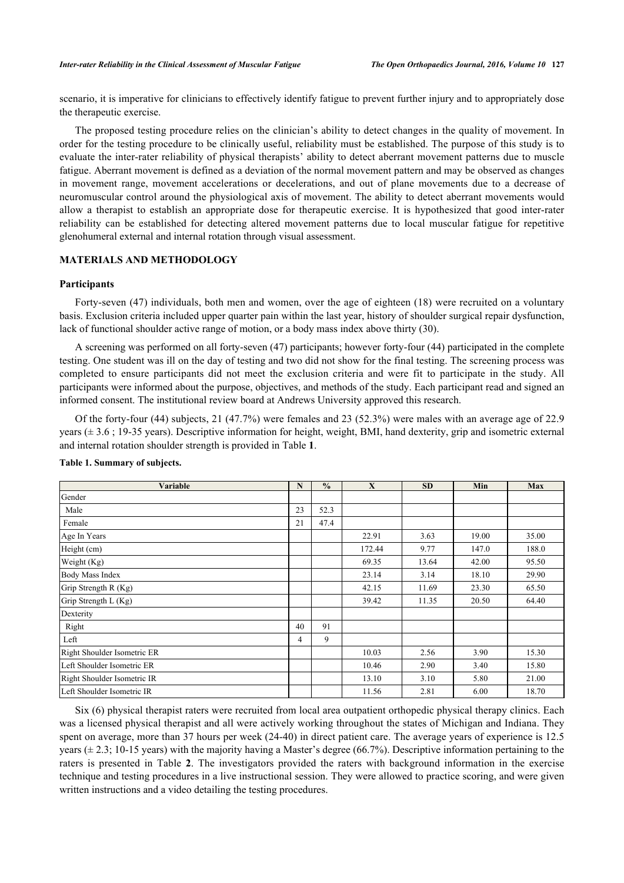scenario, it is imperative for clinicians to effectively identify fatigue to prevent further injury and to appropriately dose the therapeutic exercise.

The proposed testing procedure relies on the clinician's ability to detect changes in the quality of movement. In order for the testing procedure to be clinically useful, reliability must be established. The purpose of this study is to evaluate the inter-rater reliability of physical therapists' ability to detect aberrant movement patterns due to muscle fatigue. Aberrant movement is defined as a deviation of the normal movement pattern and may be observed as changes in movement range, movement accelerations or decelerations, and out of plane movements due to a decrease of neuromuscular control around the physiological axis of movement. The ability to detect aberrant movements would allow a therapist to establish an appropriate dose for therapeutic exercise. It is hypothesized that good inter-rater reliability can be established for detecting altered movement patterns due to local muscular fatigue for repetitive glenohumeral external and internal rotation through visual assessment.

## MATERIALS AND METHODOLOGY

### Participants

Forty-seven (47) individuals, both men and women, over the age of eighteen (18) were recruited on a voluntary basis. Exclusion criteria included upper quarter pain within the last year, history of shoulder surgical repair dysfunction, lack of functional shoulder active range of motion, or a body mass index above thirty (30).

A screening was performed on all forty-seven (47) participants; however forty-four (44) participated in the complete testing. One student was ill on the day of testing and two did not show for the final testing. The screening process was completed to ensure participants did not meet the exclusion criteria and were fit to participate in the study. All participants were informed about the purpose, objectives, and methods of the study. Each participant read and signed an informed consent. The institutional review board at Andrews University approved this research.

Of the forty-four (44) subjects, 21 (47.7%) were females and 23 (52.3%) were males with an average age of 22.9 years (± 3.6 ; 19-35 years). Descriptive information for height, weight, BMI, hand dexterity, grip and isometric external and internal rotation shoulder strength is provided in Table **1**.

**Table 1. Summary of subjects.**

| Variable | N | % | X | SD | Min | Max |
|---|---|---|---|---|---|---|
| Gender | | | | | | |
| Male | 23 | 52.3 | | | | |
| Female | 21 | 47.4 | | | | |
| Age In Years | | | 22.91 | 3.63 | 19.00 | 35.00 |
| Height (cm) | | | 172.44 | 9.77 | 147.0 | 188.0 |
| Weight (Kg) | | | 69.35 | 13.64 | 42.00 | 95.50 |
| Body Mass Index | | | 23.14 | 3.14 | 18.10 | 29.90 |
| Grip Strength R (Kg) | | | 42.15 | 11.69 | 23.30 | 65.50 |
| Grip Strength L (Kg) | | | 39.42 | 11.35 | 20.50 | 64.40 |
| Dexterity | | | | | | |
| Right | 40 | 91 | | | | |
| Left | 4 | 9 | | | | |
| Right Shoulder Isometric ER | | | 10.03 | 2.56 | 3.90 | 15.30 |
| Left Shoulder Isometric ER | | | 10.46 | 2.90 | 3.40 | 15.80 |
| Right Shoulder Isometric IR | | | 13.10 | 3.10 | 5.80 | 21.00 |
| Left Shoulder Isometric IR | | | 11.56 | 2.81 | 6.00 | 18.70 |

Six (6) physical therapist raters were recruited from local area outpatient orthopedic physical therapy clinics. Each was a licensed physical therapist and all were actively working throughout the states of Michigan and Indiana. They spent on average, more than 37 hours per week (24-40) in direct patient care. The average years of experience is 12.5 years (± 2.3; 10-15 years) with the majority having a Master's degree (66.7%). Descriptive information pertaining to the raters is presented in Table **2**. The investigators provided the raters with background information in the exercise technique and testing procedures in a live instructional session. They were allowed to practice scoring, and were given written instructions and a video detailing the testing procedures.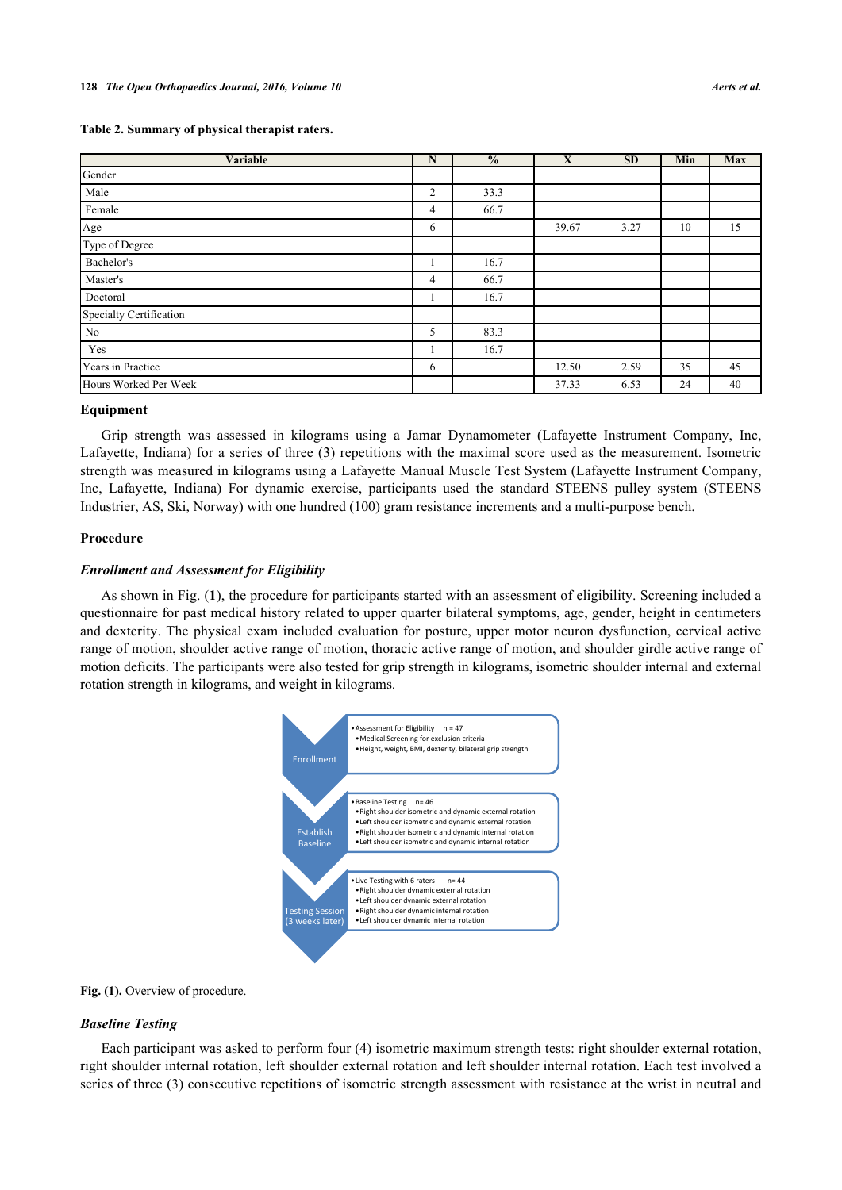**Table 2. Summary of physical therapist raters.**

| Variable | N | % | X | SD | Min | Max |
|---|---|---|---|---|---|---|
| Gender | | | | | | |
| Male | 2 | 33.3 | | | | |
| Female | 4 | 66.7 | | | | |
| Age | 6 | | 39.67 | 3.27 | 10 | 15 |
| Type of Degree | | | | | | |
| Bachelor's | 1 | 16.7 | | | | |
| Master's | 4 | 66.7 | | | | |
| Doctoral | 1 | 16.7 | | | | |
| Specialty Certification | | | | | | |
| No | 5 | 83.3 | | | | |
| Yes | 1 | 16.7 | | | | |
| Years in Practice | 6 | | 12.50 | 2.59 | 35 | 45 |
| Hours Worked Per Week | | | 37.33 | 6.53 | 24 | 40 |

### Equipment

Grip strength was assessed in kilograms using a Jamar Dynamometer (Lafayette Instrument Company, Inc, Lafayette, Indiana) for a series of three (3) repetitions with the maximal score used as the measurement. Isometric strength was measured in kilograms using a Lafayette Manual Muscle Test System (Lafayette Instrument Company, Inc, Lafayette, Indiana) For dynamic exercise, participants used the standard STEENS pulley system (STEENS Industrier, AS, Ski, Norway) with one hundred (100) gram resistance increments and a multi-purpose bench.

### Procedure

#### *Enrollment and Assessment for Eligibility*

As shown in Fig. (**1**), the procedure for participants started with an assessment of eligibility. Screening included a questionnaire for past medical history related to upper quarter bilateral symptoms, age, gender, height in centimeters and dexterity. The physical exam included evaluation for posture, upper motor neuron dysfunction, cervical active range of motion, shoulder active range of motion, thoracic active range of motion, and shoulder girdle active range of motion deficits. The participants were also tested for grip strength in kilograms, isometric shoulder internal and external rotation strength in kilograms, and weight in kilograms.

**Enrollment**
- Assessment for Eligibility n = 47
  - Medical Screening for exclusion criteria
  - Height, weight, BMI, dexterity, bilateral grip strength

**Establish Baseline**
- Baseline Testing n= 46
  - Right shoulder isometric and dynamic external rotation
  - Left shoulder isometric and dynamic external rotation
  - Right shoulder isometric and dynamic internal rotation
  - Left shoulder isometric and dynamic internal rotation

**Testing Session (3 weeks later)**
- Live Testing with 6 raters n= 44
  - Right shoulder dynamic external rotation
  - Left shoulder dynamic external rotation
  - Right shoulder dynamic internal rotation
  - Left shoulder dynamic internal rotation

**Fig. (1).** Overview of procedure.

#### *Baseline Testing*

Each participant was asked to perform four (4) isometric maximum strength tests: right shoulder external rotation, right shoulder internal rotation, left shoulder external rotation and left shoulder internal rotation. Each test involved a series of three (3) consecutive repetitions of isometric strength assessment with resistance at the wrist in neutral and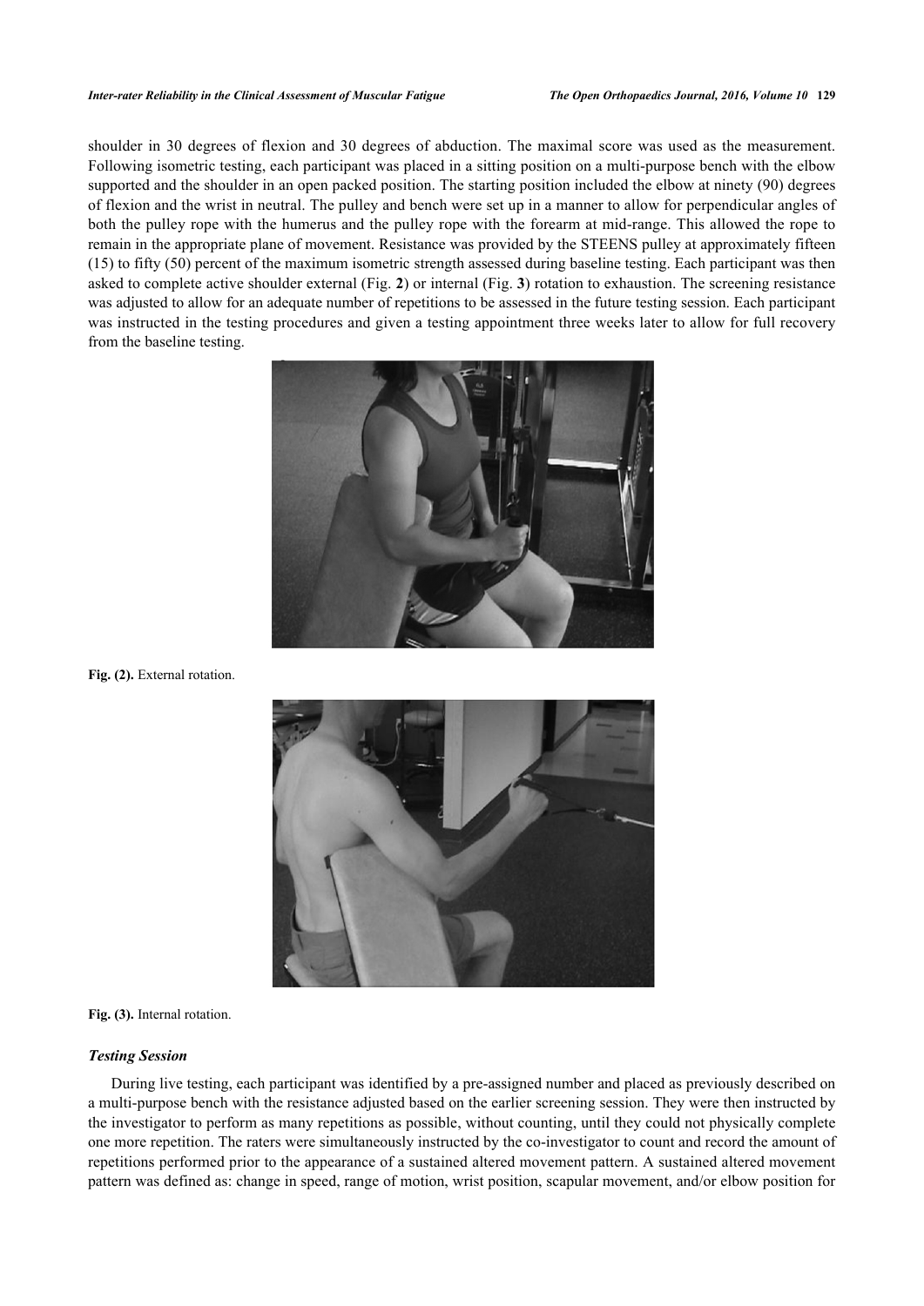shoulder in 30 degrees of flexion and 30 degrees of abduction. The maximal score was used as the measurement. Following isometric testing, each participant was placed in a sitting position on a multi-purpose bench with the elbow supported and the shoulder in an open packed position. The starting position included the elbow at ninety (90) degrees of flexion and the wrist in neutral. The pulley and bench were set up in a manner to allow for perpendicular angles of both the pulley rope with the humerus and the pulley rope with the forearm at mid-range. This allowed the rope to remain in the appropriate plane of movement. Resistance was provided by the STEENS pulley at approximately fifteen (15) to fifty (50) percent of the maximum isometric strength assessed during baseline testing. Each participant was then asked to complete active shoulder external (Fig. **2**) or internal (Fig. **3**) rotation to exhaustion. The screening resistance was adjusted to allow for an adequate number of repetitions to be assessed in the future testing session. Each participant was instructed in the testing procedures and given a testing appointment three weeks later to allow for full recovery from the baseline testing.

**Fig. (2).** External rotation.

**Fig. (3).** Internal rotation.

### *Testing Session*

During live testing, each participant was identified by a pre-assigned number and placed as previously described on a multi-purpose bench with the resistance adjusted based on the earlier screening session. They were then instructed by the investigator to perform as many repetitions as possible, without counting, until they could not physically complete one more repetition. The raters were simultaneously instructed by the co-investigator to count and record the amount of repetitions performed prior to the appearance of a sustained altered movement pattern. A sustained altered movement pattern was defined as: change in speed, range of motion, wrist position, scapular movement, and/or elbow position for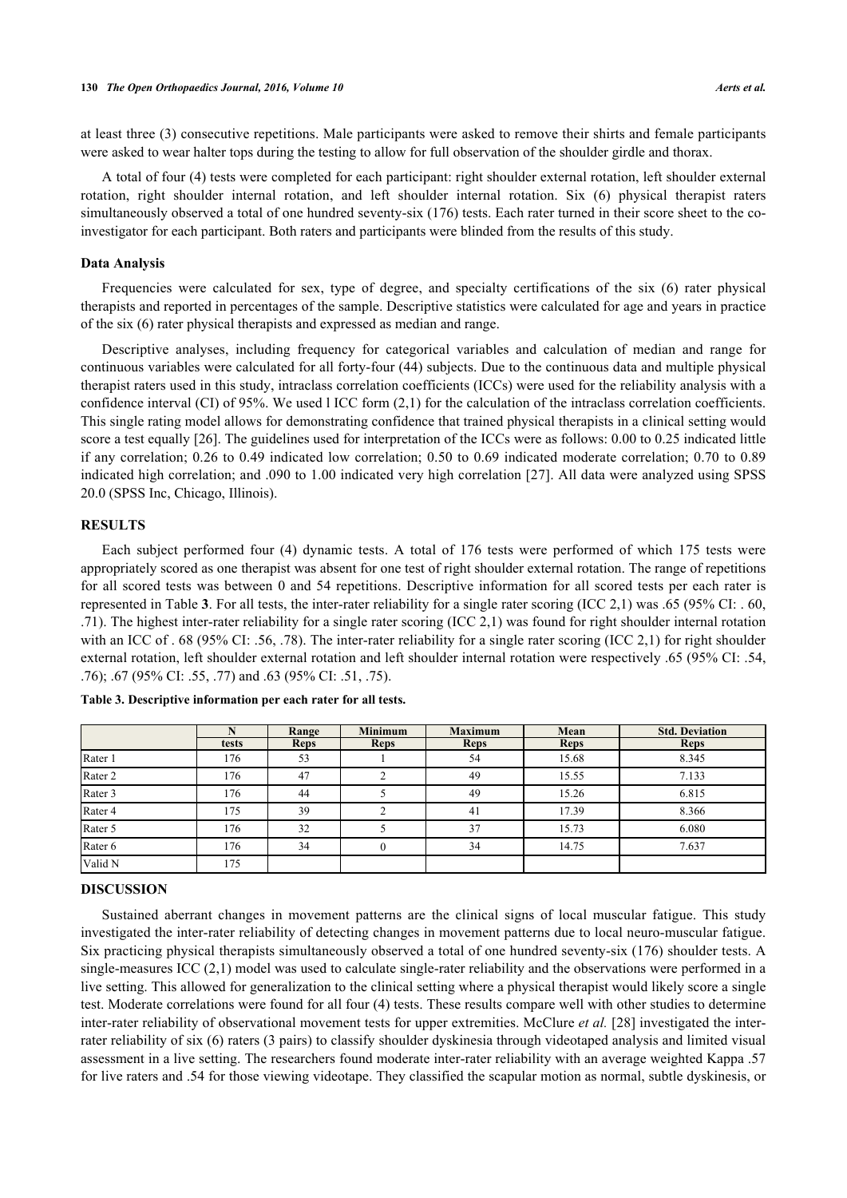at least three (3) consecutive repetitions. Male participants were asked to remove their shirts and female participants were asked to wear halter tops during the testing to allow for full observation of the shoulder girdle and thorax.

A total of four (4) tests were completed for each participant: right shoulder external rotation, left shoulder external rotation, right shoulder internal rotation, and left shoulder internal rotation. Six (6) physical therapist raters simultaneously observed a total of one hundred seventy-six (176) tests. Each rater turned in their score sheet to the co-investigator for each participant. Both raters and participants were blinded from the results of this study.

### Data Analysis

Frequencies were calculated for sex, type of degree, and specialty certifications of the six (6) rater physical therapists and reported in percentages of the sample. Descriptive statistics were calculated for age and years in practice of the six (6) rater physical therapists and expressed as median and range.

Descriptive analyses, including frequency for categorical variables and calculation of median and range for continuous variables were calculated for all forty-four (44) subjects. Due to the continuous data and multiple physical therapist raters used in this study, intraclass correlation coefficients (ICCs) were used for the reliability analysis with a confidence interval (CI) of 95%. We used l ICC form (2,1) for the calculation of the intraclass correlation coefficients. This single rating model allows for demonstrating confidence that trained physical therapists in a clinical setting would score a test equally [26]. The guidelines used for interpretation of the ICCs were as follows: 0.00 to 0.25 indicated little if any correlation; 0.26 to 0.49 indicated low correlation; 0.50 to 0.69 indicated moderate correlation; 0.70 to 0.89 indicated high correlation; and .090 to 1.00 indicated very high correlation [27]. All data were analyzed using SPSS 20.0 (SPSS Inc, Chicago, Illinois).

## RESULTS

Each subject performed four (4) dynamic tests. A total of 176 tests were performed of which 175 tests were appropriately scored as one therapist was absent for one test of right shoulder external rotation. The range of repetitions for all scored tests was between 0 and 54 repetitions. Descriptive information for all scored tests per each rater is represented in Table **3**. For all tests, the inter-rater reliability for a single rater scoring (ICC 2,1) was .65 (95% CI: . 60, .71). The highest inter-rater reliability for a single rater scoring (ICC 2,1) was found for right shoulder internal rotation with an ICC of . 68 (95% CI: .56, .78). The inter-rater reliability for a single rater scoring (ICC 2,1) for right shoulder external rotation, left shoulder external rotation and left shoulder internal rotation were respectively .65 (95% CI: .54, .76); .67 (95% CI: .55, .77) and .63 (95% CI: .51, .75).

**Table 3. Descriptive information per each rater for all tests.**

| | N tests | Range Reps | Minimum Reps | Maximum Reps | Mean Reps | Std. Deviation Reps |
|---|---|---|---|---|---|---|
| Rater 1 | 176 | 53 | 1 | 54 | 15.68 | 8.345 |
| Rater 2 | 176 | 47 | 2 | 49 | 15.55 | 7.133 |
| Rater 3 | 176 | 44 | 5 | 49 | 15.26 | 6.815 |
| Rater 4 | 175 | 39 | 2 | 41 | 17.39 | 8.366 |
| Rater 5 | 176 | 32 | 5 | 37 | 15.73 | 6.080 |
| Rater 6 | 176 | 34 | 0 | 34 | 14.75 | 7.637 |
| Valid N | 175 | | | | | |

## DISCUSSION

Sustained aberrant changes in movement patterns are the clinical signs of local muscular fatigue. This study investigated the inter-rater reliability of detecting changes in movement patterns due to local neuro-muscular fatigue. Six practicing physical therapists simultaneously observed a total of one hundred seventy-six (176) shoulder tests. A single-measures ICC (2,1) model was used to calculate single-rater reliability and the observations were performed in a live setting. This allowed for generalization to the clinical setting where a physical therapist would likely score a single test. Moderate correlations were found for all four (4) tests. These results compare well with other studies to determine inter-rater reliability of observational movement tests for upper extremities. McClure *et al.* [28] investigated the inter-rater reliability of six (6) raters (3 pairs) to classify shoulder dyskinesia through videotaped analysis and limited visual assessment in a live setting. The researchers found moderate inter-rater reliability with an average weighted Kappa .57 for live raters and .54 for those viewing videotape. They classified the scapular motion as normal, subtle dyskinesis, or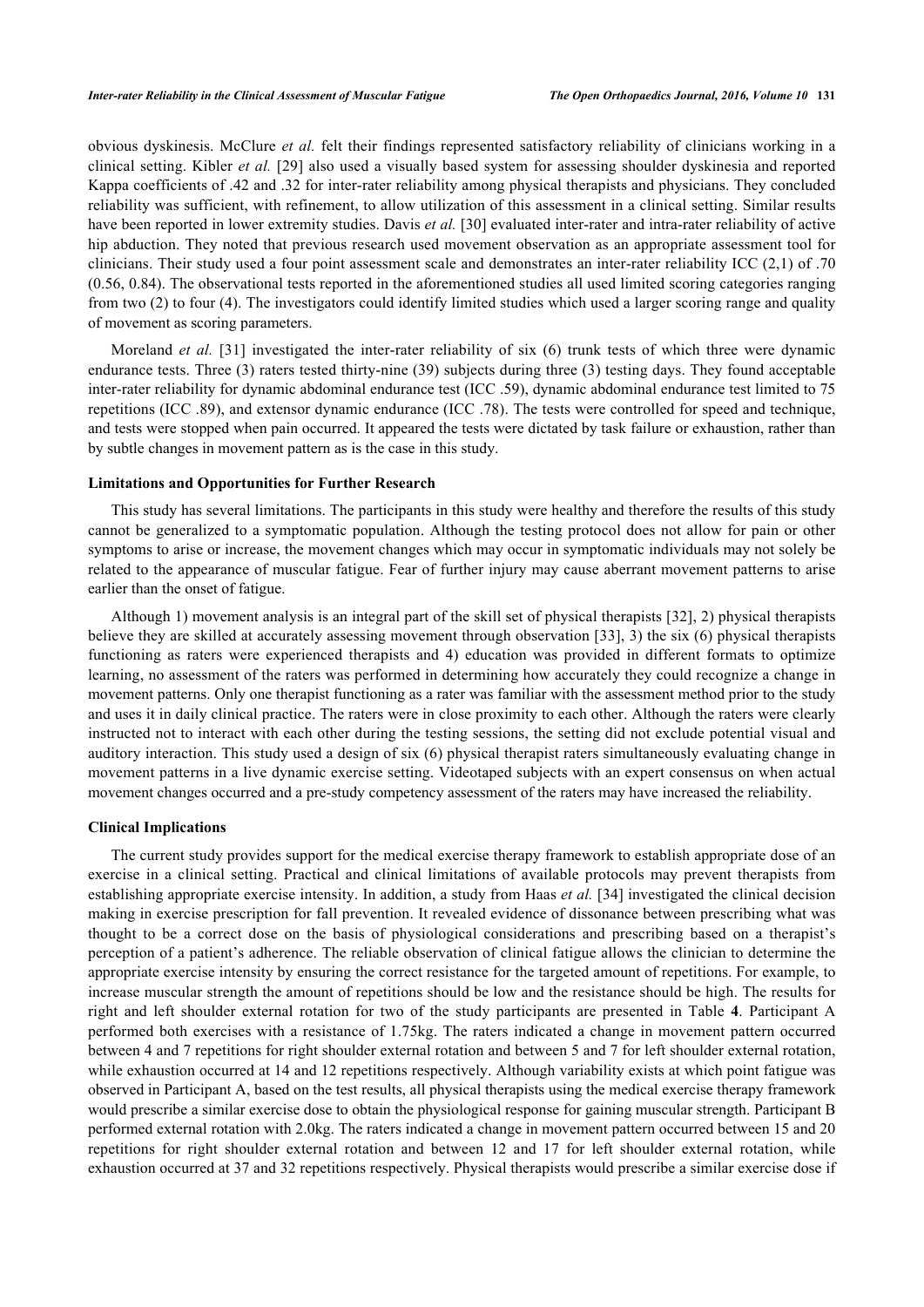obvious dyskinesis. McClure *et al.* felt their findings represented satisfactory reliability of clinicians working in a clinical setting. Kibler *et al.* [29] also used a visually based system for assessing shoulder dyskinesia and reported Kappa coefficients of .42 and .32 for inter-rater reliability among physical therapists and physicians. They concluded reliability was sufficient, with refinement, to allow utilization of this assessment in a clinical setting. Similar results have been reported in lower extremity studies. Davis *et al.* [30] evaluated inter-rater and intra-rater reliability of active hip abduction. They noted that previous research used movement observation as an appropriate assessment tool for clinicians. Their study used a four point assessment scale and demonstrates an inter-rater reliability ICC (2,1) of .70 (0.56, 0.84). The observational tests reported in the aforementioned studies all used limited scoring categories ranging from two (2) to four (4). The investigators could identify limited studies which used a larger scoring range and quality of movement as scoring parameters.

Moreland *et al.* [31] investigated the inter-rater reliability of six (6) trunk tests of which three were dynamic endurance tests. Three (3) raters tested thirty-nine (39) subjects during three (3) testing days. They found acceptable inter-rater reliability for dynamic abdominal endurance test (ICC .59), dynamic abdominal endurance test limited to 75 repetitions (ICC .89), and extensor dynamic endurance (ICC .78). The tests were controlled for speed and technique, and tests were stopped when pain occurred. It appeared the tests were dictated by task failure or exhaustion, rather than by subtle changes in movement pattern as is the case in this study.

### Limitations and Opportunities for Further Research

This study has several limitations. The participants in this study were healthy and therefore the results of this study cannot be generalized to a symptomatic population. Although the testing protocol does not allow for pain or other symptoms to arise or increase, the movement changes which may occur in symptomatic individuals may not solely be related to the appearance of muscular fatigue. Fear of further injury may cause aberrant movement patterns to arise earlier than the onset of fatigue.

Although 1) movement analysis is an integral part of the skill set of physical therapists [32], 2) physical therapists believe they are skilled at accurately assessing movement through observation [33], 3) the six (6) physical therapists functioning as raters were experienced therapists and 4) education was provided in different formats to optimize learning, no assessment of the raters was performed in determining how accurately they could recognize a change in movement patterns. Only one therapist functioning as a rater was familiar with the assessment method prior to the study and uses it in daily clinical practice. The raters were in close proximity to each other. Although the raters were clearly instructed not to interact with each other during the testing sessions, the setting did not exclude potential visual and auditory interaction. This study used a design of six (6) physical therapist raters simultaneously evaluating change in movement patterns in a live dynamic exercise setting. Videotaped subjects with an expert consensus on when actual movement changes occurred and a pre-study competency assessment of the raters may have increased the reliability.

### Clinical Implications

The current study provides support for the medical exercise therapy framework to establish appropriate dose of an exercise in a clinical setting. Practical and clinical limitations of available protocols may prevent therapists from establishing appropriate exercise intensity. In addition, a study from Haas *et al.* [34] investigated the clinical decision making in exercise prescription for fall prevention. It revealed evidence of dissonance between prescribing what was thought to be a correct dose on the basis of physiological considerations and prescribing based on a therapist's perception of a patient's adherence. The reliable observation of clinical fatigue allows the clinician to determine the appropriate exercise intensity by ensuring the correct resistance for the targeted amount of repetitions. For example, to increase muscular strength the amount of repetitions should be low and the resistance should be high. The results for right and left shoulder external rotation for two of the study participants are presented in Table **4**. Participant A performed both exercises with a resistance of 1.75kg. The raters indicated a change in movement pattern occurred between 4 and 7 repetitions for right shoulder external rotation and between 5 and 7 for left shoulder external rotation, while exhaustion occurred at 14 and 12 repetitions respectively. Although variability exists at which point fatigue was observed in Participant A, based on the test results, all physical therapists using the medical exercise therapy framework would prescribe a similar exercise dose to obtain the physiological response for gaining muscular strength. Participant B performed external rotation with 2.0kg. The raters indicated a change in movement pattern occurred between 15 and 20 repetitions for right shoulder external rotation and between 12 and 17 for left shoulder external rotation, while exhaustion occurred at 37 and 32 repetitions respectively. Physical therapists would prescribe a similar exercise dose if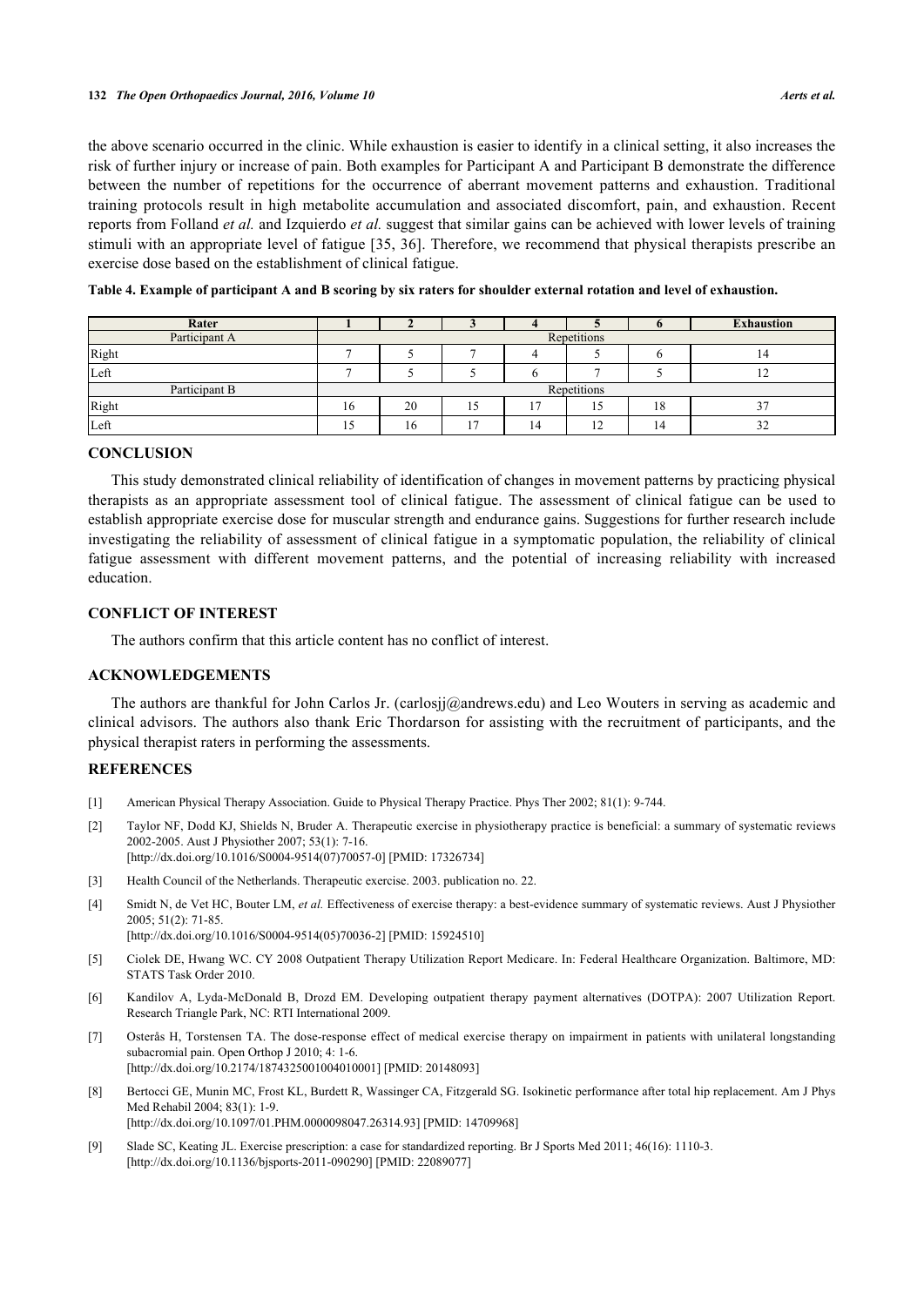the above scenario occurred in the clinic. While exhaustion is easier to identify in a clinical setting, it also increases the risk of further injury or increase of pain. Both examples for Participant A and Participant B demonstrate the difference between the number of repetitions for the occurrence of aberrant movement patterns and exhaustion. Traditional training protocols result in high metabolite accumulation and associated discomfort, pain, and exhaustion. Recent reports from Folland *et al.* and Izquierdo *et al.* suggest that similar gains can be achieved with lower levels of training stimuli with an appropriate level of fatigue [35, 36]. Therefore, we recommend that physical therapists prescribe an exercise dose based on the establishment of clinical fatigue.

**Table 4. Example of participant A and B scoring by six raters for shoulder external rotation and level of exhaustion.**

| Rater | 1 | 2 | 3 | 4 | 5 | 6 | Exhaustion |
|---|---|---|---|---|---|---|---|
| Participant A | Repetitions | | | | | | |
| Right | 7 | 5 | 7 | 4 | 5 | 6 | 14 |
| Left | 7 | 5 | 5 | 6 | 7 | 5 | 12 |
| Participant B | Repetitions | | | | | | |
| Right | 16 | 20 | 15 | 17 | 15 | 18 | 37 |
| Left | 15 | 16 | 17 | 14 | 12 | 14 | 32 |

## CONCLUSION

This study demonstrated clinical reliability of identification of changes in movement patterns by practicing physical therapists as an appropriate assessment tool of clinical fatigue. The assessment of clinical fatigue can be used to establish appropriate exercise dose for muscular strength and endurance gains. Suggestions for further research include investigating the reliability of assessment of clinical fatigue in a symptomatic population, the reliability of clinical fatigue assessment with different movement patterns, and the potential of increasing reliability with increased education.

## CONFLICT OF INTEREST

The authors confirm that this article content has no conflict of interest.

## ACKNOWLEDGEMENTS

The authors are thankful for John Carlos Jr. (carlosjj@andrews.edu) and Leo Wouters in serving as academic and clinical advisors. The authors also thank Eric Thordarson for assisting with the recruitment of participants, and the physical therapist raters in performing the assessments.

## REFERENCES

[1] American Physical Therapy Association. Guide to Physical Therapy Practice. Phys Ther 2002; 81(1): 9-744.

[2] Taylor NF, Dodd KJ, Shields N, Bruder A. Therapeutic exercise in physiotherapy practice is beneficial: a summary of systematic reviews 2002-2005. Aust J Physiother 2007; 53(1): 7-16.
[http://dx.doi.org/10.1016/S0004-9514(07)70057-0] [PMID: 17326734]

[3] Health Council of the Netherlands. Therapeutic exercise. 2003. publication no. 22.

[4] Smidt N, de Vet HC, Bouter LM, *et al.* Effectiveness of exercise therapy: a best-evidence summary of systematic reviews. Aust J Physiother 2005; 51(2): 71-85.
[http://dx.doi.org/10.1016/S0004-9514(05)70036-2] [PMID: 15924510]

[5] Ciolek DE, Hwang WC. CY 2008 Outpatient Therapy Utilization Report Medicare. In: Federal Healthcare Organization. Baltimore, MD: STATS Task Order 2010.

[6] Kandilov A, Lyda-McDonald B, Drozd EM. Developing outpatient therapy payment alternatives (DOTPA): 2007 Utilization Report. Research Triangle Park, NC: RTI International 2009.

[7] Osterås H, Torstensen TA. The dose-response effect of medical exercise therapy on impairment in patients with unilateral longstanding subacromial pain. Open Orthop J 2010; 4: 1-6.
[http://dx.doi.org/10.2174/1874325001004010001] [PMID: 20148093]

[8] Bertocci GE, Munin MC, Frost KL, Burdett R, Wassinger CA, Fitzgerald SG. Isokinetic performance after total hip replacement. Am J Phys Med Rehabil 2004; 83(1): 1-9.
[http://dx.doi.org/10.1097/01.PHM.0000098047.26314.93] [PMID: 14709968]

[9] Slade SC, Keating JL. Exercise prescription: a case for standardized reporting. Br J Sports Med 2011; 46(16): 1110-3.
[http://dx.doi.org/10.1136/bjsports-2011-090290] [PMID: 22089077]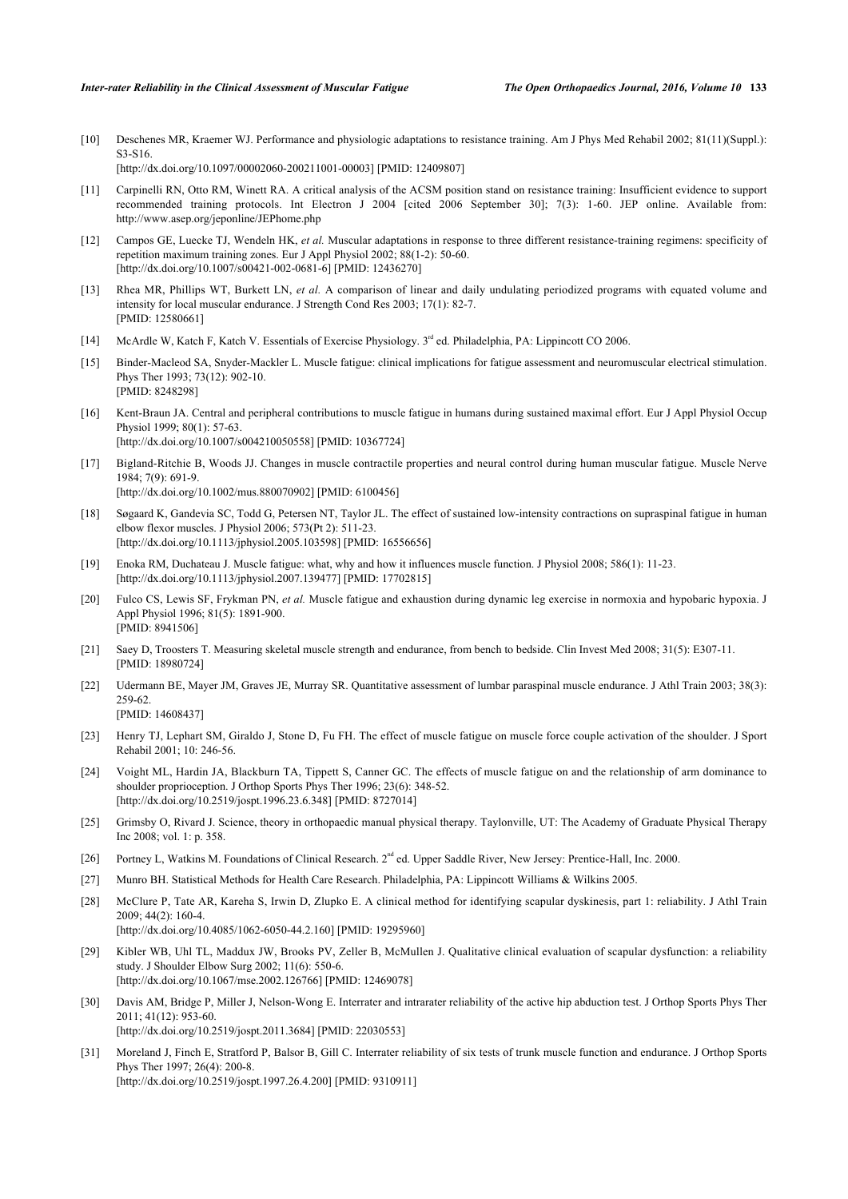[10] Deschenes MR, Kraemer WJ. Performance and physiologic adaptations to resistance training. Am J Phys Med Rehabil 2002; 81(11)(Suppl.): S3-S16.
[http://dx.doi.org/10.1097/00002060-200211001-00003] [PMID: 12409807]

[11] Carpinelli RN, Otto RM, Winett RA. A critical analysis of the ACSM position stand on resistance training: Insufficient evidence to support recommended training protocols. Int Electron J 2004 [cited 2006 September 30]; 7(3): 1-60. JEP online. Available from: http://www.asep.org/jeponline/JEPhome.php

[12] Campos GE, Luecke TJ, Wendeln HK, *et al.* Muscular adaptations in response to three different resistance-training regimens: specificity of repetition maximum training zones. Eur J Appl Physiol 2002; 88(1-2): 50-60.
[http://dx.doi.org/10.1007/s00421-002-0681-6] [PMID: 12436270]

[13] Rhea MR, Phillips WT, Burkett LN, *et al.* A comparison of linear and daily undulating periodized programs with equated volume and intensity for local muscular endurance. J Strength Cond Res 2003; 17(1): 82-7.
[PMID: 12580661]

[14] McArdle W, Katch F, Katch V. Essentials of Exercise Physiology. 3rd ed. Philadelphia, PA: Lippincott CO 2006.

[15] Binder-Macleod SA, Snyder-Mackler L. Muscle fatigue: clinical implications for fatigue assessment and neuromuscular electrical stimulation. Phys Ther 1993; 73(12): 902-10.
[PMID: 8248298]

[16] Kent-Braun JA. Central and peripheral contributions to muscle fatigue in humans during sustained maximal effort. Eur J Appl Physiol Occup Physiol 1999; 80(1): 57-63.
[http://dx.doi.org/10.1007/s004210050558] [PMID: 10367724]

[17] Bigland-Ritchie B, Woods JJ. Changes in muscle contractile properties and neural control during human muscular fatigue. Muscle Nerve 1984; 7(9): 691-9.
[http://dx.doi.org/10.1002/mus.880070902] [PMID: 6100456]

[18] Søgaard K, Gandevia SC, Todd G, Petersen NT, Taylor JL. The effect of sustained low-intensity contractions on supraspinal fatigue in human elbow flexor muscles. J Physiol 2006; 573(Pt 2): 511-23.
[http://dx.doi.org/10.1113/jphysiol.2005.103598] [PMID: 16556656]

[19] Enoka RM, Duchateau J. Muscle fatigue: what, why and how it influences muscle function. J Physiol 2008; 586(1): 11-23.
[http://dx.doi.org/10.1113/jphysiol.2007.139477] [PMID: 17702815]

[20] Fulco CS, Lewis SF, Frykman PN, *et al.* Muscle fatigue and exhaustion during dynamic leg exercise in normoxia and hypobaric hypoxia. J Appl Physiol 1996; 81(5): 1891-900.
[PMID: 8941506]

[21] Saey D, Troosters T. Measuring skeletal muscle strength and endurance, from bench to bedside. Clin Invest Med 2008; 31(5): E307-11.
[PMID: 18980724]

[22] Udermann BE, Mayer JM, Graves JE, Murray SR. Quantitative assessment of lumbar paraspinal muscle endurance. J Athl Train 2003; 38(3): 259-62.
[PMID: 14608437]

[23] Henry TJ, Lephart SM, Giraldo J, Stone D, Fu FH. The effect of muscle fatigue on muscle force couple activation of the shoulder. J Sport Rehabil 2001; 10: 246-56.

[24] Voight ML, Hardin JA, Blackburn TA, Tippett S, Canner GC. The effects of muscle fatigue on and the relationship of arm dominance to shoulder proprioception. J Orthop Sports Phys Ther 1996; 23(6): 348-52.
[http://dx.doi.org/10.2519/jospt.1996.23.6.348] [PMID: 8727014]

[25] Grimsby O, Rivard J. Science, theory in orthopaedic manual physical therapy. Taylonville, UT: The Academy of Graduate Physical Therapy Inc 2008; vol. 1: p. 358.

[26] Portney L, Watkins M. Foundations of Clinical Research. 2nd ed. Upper Saddle River, New Jersey: Prentice-Hall, Inc. 2000.

[27] Munro BH. Statistical Methods for Health Care Research. Philadelphia, PA: Lippincott Williams & Wilkins 2005.

[28] McClure P, Tate AR, Kareha S, Irwin D, Zlupko E. A clinical method for identifying scapular dyskinesis, part 1: reliability. J Athl Train 2009; 44(2): 160-4.
[http://dx.doi.org/10.4085/1062-6050-44.2.160] [PMID: 19295960]

[29] Kibler WB, Uhl TL, Maddux JW, Brooks PV, Zeller B, McMullen J. Qualitative clinical evaluation of scapular dysfunction: a reliability study. J Shoulder Elbow Surg 2002; 11(6): 550-6.
[http://dx.doi.org/10.1067/mse.2002.126766] [PMID: 12469078]

[30] Davis AM, Bridge P, Miller J, Nelson-Wong E. Interrater and intrarater reliability of the active hip abduction test. J Orthop Sports Phys Ther 2011; 41(12): 953-60.
[http://dx.doi.org/10.2519/jospt.2011.3684] [PMID: 22030553]

[31] Moreland J, Finch E, Stratford P, Balsor B, Gill C. Interrater reliability of six tests of trunk muscle function and endurance. J Orthop Sports Phys Ther 1997; 26(4): 200-8.
[http://dx.doi.org/10.2519/jospt.1997.26.4.200] [PMID: 9310911]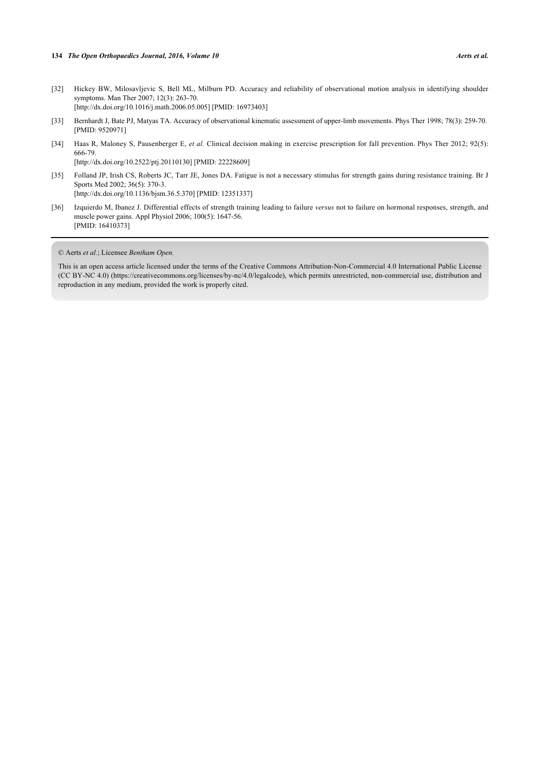[32] Hickey BW, Milosavljevic S, Bell ML, Milburn PD. Accuracy and reliability of observational motion analysis in identifying shoulder symptoms. Man Ther 2007; 12(3): 263-70.
[http://dx.doi.org/10.1016/j.math.2006.05.005] [PMID: 16973403]

[33] Bernhardt J, Bate PJ, Matyas TA. Accuracy of observational kinematic assessment of upper-limb movements. Phys Ther 1998; 78(3): 259-70. [PMID: 9520971]

[34] Haas R, Maloney S, Pausenberger E, *et al.* Clinical decision making in exercise prescription for fall prevention. Phys Ther 2012; 92(5): 666-79.
[http://dx.doi.org/10.2522/ptj.20110130] [PMID: 22228609]

[35] Folland JP, Irish CS, Roberts JC, Tarr JE, Jones DA. Fatigue is not a necessary stimulus for strength gains during resistance training. Br J Sports Med 2002; 36(5): 370-3.
[http://dx.doi.org/10.1136/bjsm.36.5.370] [PMID: 12351337]

[36] Izquierdo M, Ibanez J. Differential effects of strength training leading to failure *versus* not to failure on hormonal responses, strength, and muscle power gains. Appl Physiol 2006; 100(5): 1647-56.
[PMID: 16410373]

---

© Aerts *et al.*; Licensee *Bentham Open.*

This is an open access article licensed under the terms of the Creative Commons Attribution-Non-Commercial 4.0 International Public License (CC BY-NC 4.0) (https://creativecommons.org/licenses/by-nc/4.0/legalcode), which permits unrestricted, non-commercial use, distribution and reproduction in any medium, provided the work is properly cited.